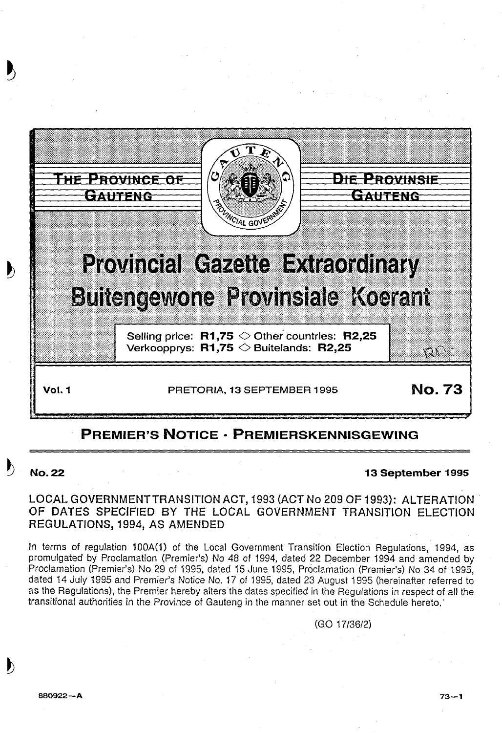THE PROVINCE OF GAUTENG | DIE PROVINSIE GAUTENG

# Provincial Gazette Extraordinary
# Buitengewone Provinsiale Koerant

Selling price: **R1,75** ◇ Other countries: **R2,25**
Verkoopprys: **R1,75** ◇ Buitelands: **R2,25**

**Vol. 1** PRETORIA, 13 SEPTEMBER 1995 **No. 73**

## PREMIER'S NOTICE · PREMIERSKENNISGEWING

**No. 22** **13 September 1995**

### LOCAL GOVERNMENT TRANSITION ACT, 1993 (ACT No 209 OF 1993): ALTERATION OF DATES SPECIFIED BY THE LOCAL GOVERNMENT TRANSITION ELECTION REGULATIONS, 1994, AS AMENDED

In terms of regulation 100A(1) of the Local Government Transition Election Regulations, 1994, as promulgated by Proclamation (Premier's) No 48 of 1994, dated 22 December 1994 and amended by Proclamation (Premier's) No 29 of 1995, dated 15 June 1995, Proclamation (Premier's) No 34 of 1995, dated 14 July 1995 and Premier's Notice No. 17 of 1995, dated 23 August 1995 (hereinafter referred to as the Regulations), the Premier hereby alters the dates specified in the Regulations in respect of all the transitional authorities in the Province of Gauteng in the manner set out in the Schedule hereto.

(GO 17/36/2)

880922—A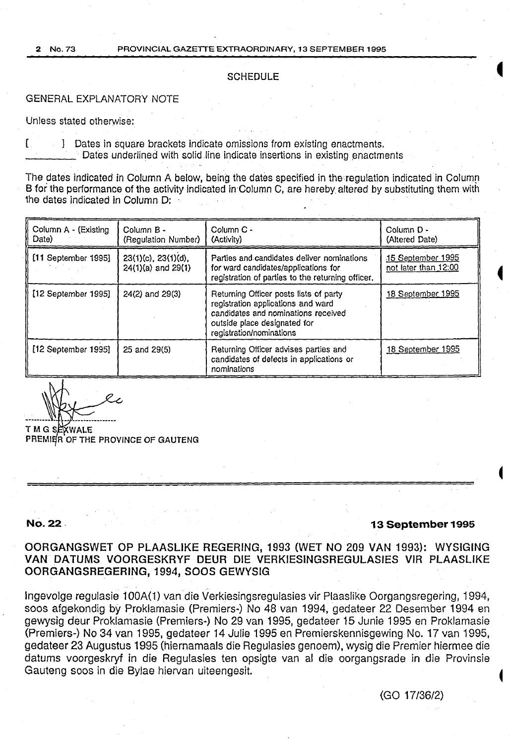## SCHEDULE

GENERAL EXPLANATORY NOTE

Unless stated otherwise:

[ ] Dates in square brackets indicate omissions from existing enactments.
\_\_\_\_\_\_\_\_ Dates underlined with solid line indicate insertions in existing enactments

The dates indicated in Column A below, being the dates specified in the regulation indicated in Column B for the performance of the activity indicated in Column C, are hereby altered by substituting them with the dates indicated in Column D:

| Column A - (Existing Date) | Column B - (Regulation Number) | Column C - (Activity) | Column D - (Altered Date) |
|---|---|---|---|
| [11 September 1995] | 23(1)(c), 23(1)(d), 24(1)(a) and 29(1) | Parties and candidates deliver nominations for ward candidates/applications for registration of parties to the returning officer. | <u>15 September 1995 not later than 12:00</u> |
| [12 September 1995] | 24(2) and 29(3) | Returning Officer posts lists of party registration applications and ward candidates and nominations received outside place designated for registration/nominations | <u>18 September 1995</u> |
| [12 September 1995] | 25 and 29(5) | Returning Officer advises parties and candidates of defects in applications or nominations | <u>18 September 1995</u> |

T M G SEXWALE
PREMIER OF THE PROVINCE OF GAUTENG

---

**No. 22** **13 September 1995**

### OORGANGSWET OP PLAASLIKE REGERING, 1993 (WET NO 209 VAN 1993): WYSIGING VAN DATUMS VOORGESKRYF DEUR DIE VERKIESINGSREGULASIES VIR PLAASLIKE OORGANGSREGERING, 1994, SOOS GEWYSIG

Ingevolge regulasie 100A(1) van die Verkiesingsregulasies vir Plaaslike Oorgangsregering, 1994, soos afgekondig by Proklamasie (Premiers-) No 48 van 1994, gedateer 22 Desember 1994 en gewysig deur Proklamasie (Premiers-) No 29 van 1995, gedateer 15 Junie 1995 en Proklamasie (Premiers-) No 34 van 1995, gedateer 14 Julie 1995 en Premierskennisgewing No. 17 van 1995, gedateer 23 Augustus 1995 (hiernamaals die Regulasies genoem), wysig die Premier hiermee die datums voorgeskryf in die Regulasies ten opsigte van al die oorgangsrade in die Provinsie Gauteng soos in die Bylae hiervan uiteengesit.

(GO 17/36/2)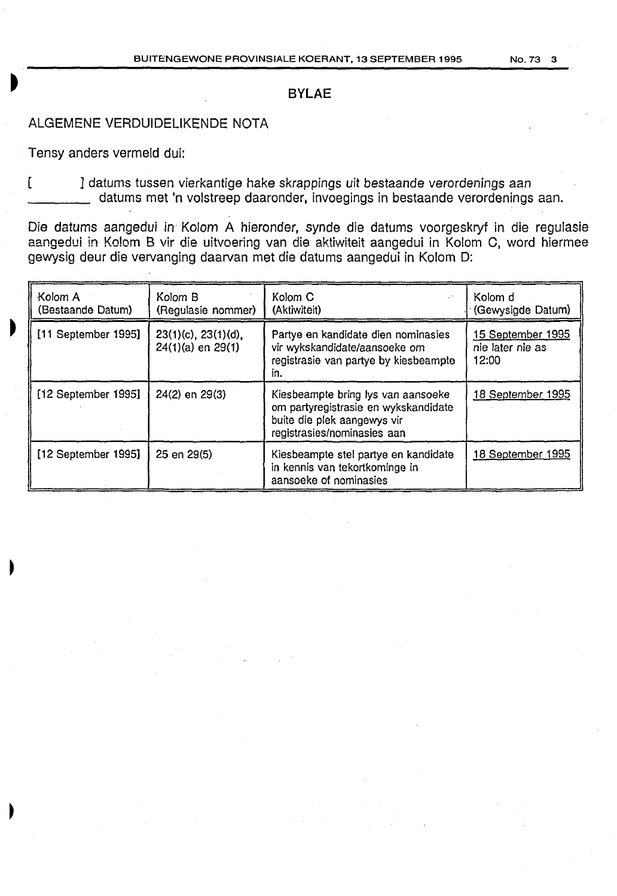## BYLAE

### ALGEMENE VERDUIDELIKENDE NOTA

Tensy anders vermeld dui:

[ ] datums tussen vierkantige hake skrappings uit bestaande verordenings aan
\_\_\_\_\_\_\_\_ datums met 'n volstreep daaronder, invoegings in bestaande verordenings aan.

Die datums aangedui in Kolom A hieronder, synde die datums voorgeskryf in die regulasie aangedui in Kolom B vir die uitvoering van die aktiwiteit aangedui in Kolom C, word hiermee gewysig deur die vervanging daarvan met die datums aangedui in Kolom D:

| Kolom A (Bestaande Datum) | Kolom B (Regulasie nommer) | Kolom C (Aktiwiteit) | Kolom d (Gewysigde Datum) |
|---|---|---|---|
| [11 September 1995] | 23(1)(c), 23(1)(d), 24(1)(a) en 29(1) | Partye en kandidate dien nominasies vir wykskandidate/aansoeke om registrasie van partye by kiesbeampte in. | <u>15 September 1995</u> nie later nie as 12:00 |
| [12 September 1995] | 24(2) en 29(3) | Kiesbeampte bring lys van aansoeke om partyregistrasie en wykskandidate buite die plek aangewys vir registrasies/nominasies aan | <u>18 September 1995</u> |
| [12 September 1995] | 25 en 29(5) | Kiesbeampte stel partye en kandidate in kennis van tekortkominge in aansoeke of nominasies | <u>18 September 1995</u> |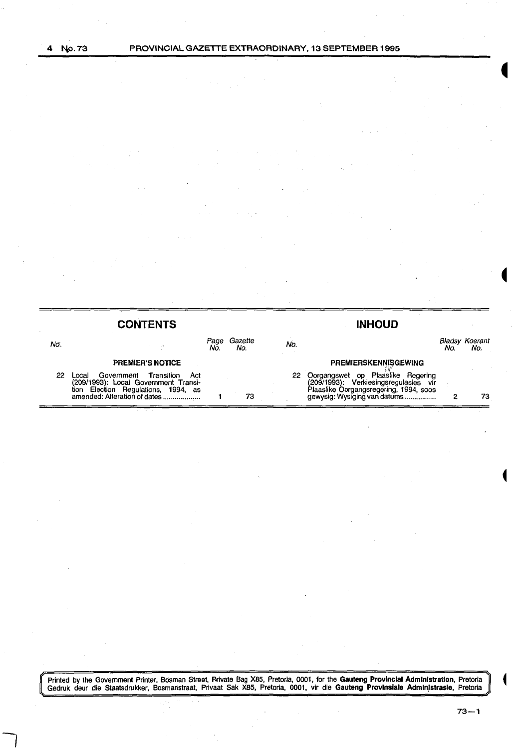## CONTENTS

| No. | | Page No. | Gazette No. |
|---|---|---|---|
| | **PREMIER'S NOTICE** | | |
| 22 | Local Government Transition Act (209/1993): Local Government Transition Election Regulations, 1994, as amended: Alteration of dates .................. | 1 | 73 |

## INHOUD

| No. | | Bladsy No. | Koerant No. |
|---|---|---|---|
| | **PREMIERSKENNISGEWING** | | |
| 22 | Oorgangswet op Plaaslike Regering (209/1993): Verkiesingsregulasies vir Plaaslike Oorgangsregering, 1994, soos gewysig: Wysiging van datums................ | 2 | 73 |

Printed by the Government Printer, Bosman Street, Private Bag X85, Pretoria, 0001, for the **Gauteng Provincial Administration**, Pretoria
Gedruk deur die Staatsdrukker, Bosmanstraat, Privaat Sak X85, Pretoria, 0001, vir die **Gauteng Provinsiale Administrasie**, Pretoria

73—1